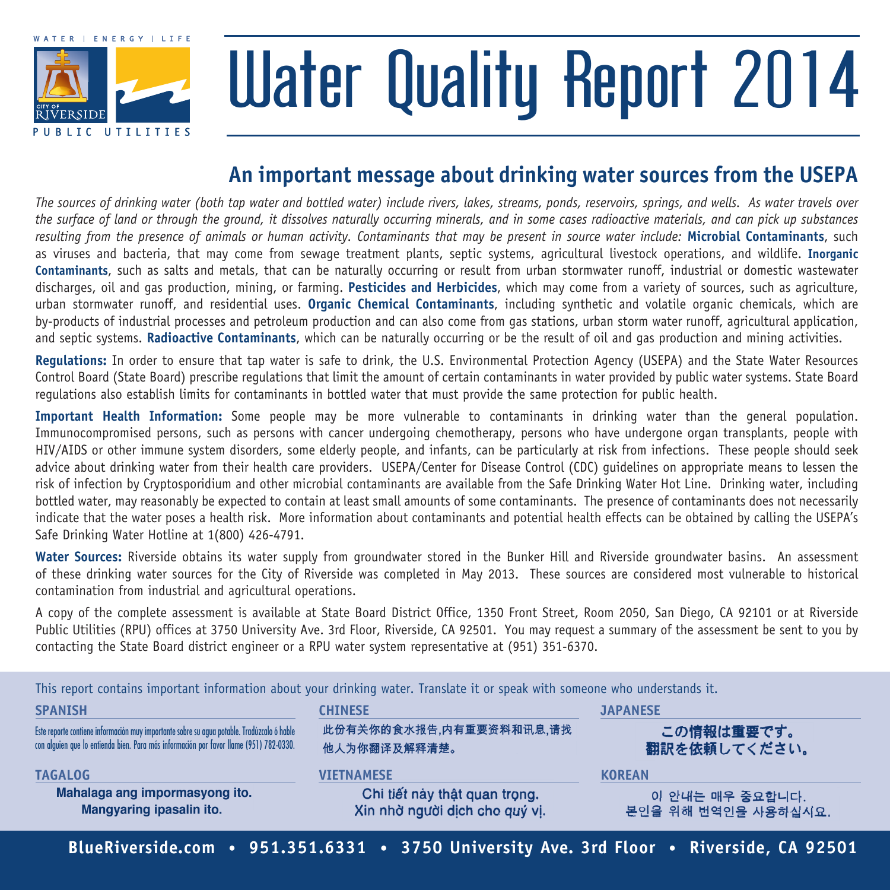WATER | ENERGY | LIFE

CITY OF RIVERSIDE

PUBLIC UTILITIES

# Water Quality Report 2014

## An important message about drinking water sources from the USEPA

*The sources of drinking water (both tap water and bottled water) include rivers, lakes, streams, ponds, reservoirs, springs, and wells. As water travels over the surface of land or through the ground, it dissolves naturally occurring minerals, and in some cases radioactive materials, and can pick up substances resulting from the presence of animals or human activity. Contaminants that may be present in source water include:* **Microbial Contaminants**, such as viruses and bacteria, that may come from sewage treatment plants, septic systems, agricultural livestock operations, and wildlife. **Inorganic Contaminants**, such as salts and metals, that can be naturally occurring or result from urban stormwater runoff, industrial or domestic wastewater discharges, oil and gas production, mining, or farming. **Pesticides and Herbicides**, which may come from a variety of sources, such as agriculture, urban stormwater runoff, and residential uses. **Organic Chemical Contaminants**, including synthetic and volatile organic chemicals, which are by-products of industrial processes and petroleum production and can also come from gas stations, urban storm water runoff, agricultural application, and septic systems. **Radioactive Contaminants**, which can be naturally occurring or be the result of oil and gas production and mining activities.

**Regulations:** In order to ensure that tap water is safe to drink, the U.S. Environmental Protection Agency (USEPA) and the State Water Resources Control Board (State Board) prescribe regulations that limit the amount of certain contaminants in water provided by public water systems. State Board regulations also establish limits for contaminants in bottled water that must provide the same protection for public health.

**Important Health Information:** Some people may be more vulnerable to contaminants in drinking water than the general population. Immunocompromised persons, such as persons with cancer undergoing chemotherapy, persons who have undergone organ transplants, people with HIV/AIDS or other immune system disorders, some elderly people, and infants, can be particularly at risk from infections. These people should seek advice about drinking water from their health care providers. USEPA/Center for Disease Control (CDC) guidelines on appropriate means to lessen the risk of infection by Cryptosporidium and other microbial contaminants are available from the Safe Drinking Water Hot Line. Drinking water, including bottled water, may reasonably be expected to contain at least small amounts of some contaminants. The presence of contaminants does not necessarily indicate that the water poses a health risk. More information about contaminants and potential health effects can be obtained by calling the USEPA's Safe Drinking Water Hotline at 1(800) 426-4791.

**Water Sources:** Riverside obtains its water supply from groundwater stored in the Bunker Hill and Riverside groundwater basins. An assessment of these drinking water sources for the City of Riverside was completed in May 2013. These sources are considered most vulnerable to historical contamination from industrial and agricultural operations.

A copy of the complete assessment is available at State Board District Office, 1350 Front Street, Room 2050, San Diego, CA 92101 or at Riverside Public Utilities (RPU) offices at 3750 University Ave. 3rd Floor, Riverside, CA 92501. You may request a summary of the assessment be sent to you by contacting the State Board district engineer or a RPU water system representative at (951) 351-6370.

This report contains important information about your drinking water. Translate it or speak with someone who understands it.

**SPANISH**

Este reporte contiene información muy importante sobre su agua potable. Tradúzcalo ó hable con alguien que lo entienda bien. Para más información por favor llame (951) 782-0330.

**CHINESE**

此份有关你的食水报告,内有重要资料和讯息,请找他人为你翻译及解释清楚。

**JAPANESE**

この情報は重要です。
翻訳を依頼してください。

**TAGALOG**

Mahalaga ang impormasyong ito.
Mangyaring ipasalin ito.

**VIETNAMESE**

Chi tiết này thật quan trọng.
Xin nhờ người dịch cho quý vị.

**KOREAN**

이 안내는 매우 중요합니다.
본인을 위해 번역인을 사용하십시요.

**BlueRiverside.com • 951.351.6331 • 3750 University Ave. 3rd Floor • Riverside, CA 92501**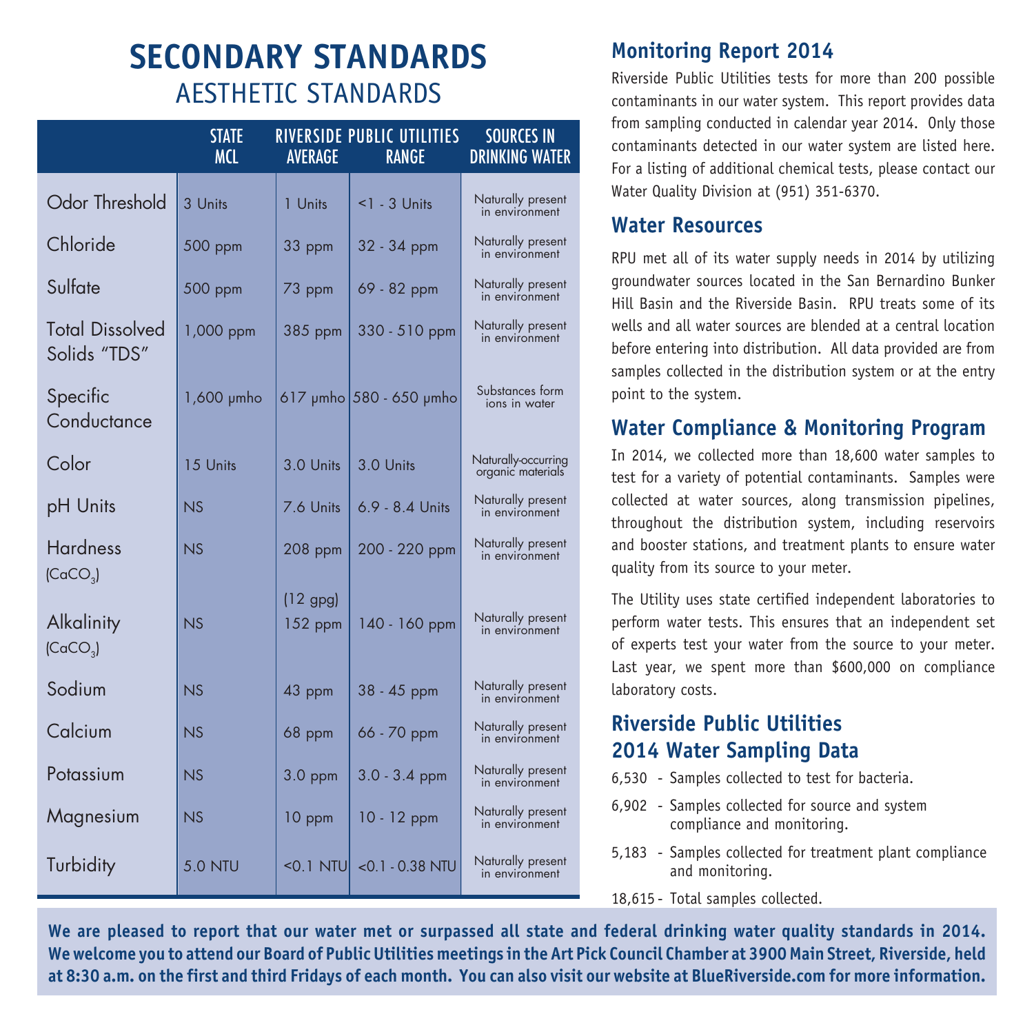# SECONDARY STANDARDS

## AESTHETIC STANDARDS

| | STATE MCL | RIVERSIDE PUBLIC UTILITIES AVERAGE | RIVERSIDE PUBLIC UTILITIES RANGE | SOURCES IN DRINKING WATER |
|---|---|---|---|---|
| Odor Threshold | 3 Units | 1 Units | <1 - 3 Units | Naturally present in environment |
| Chloride | 500 ppm | 33 ppm | 32 - 34 ppm | Naturally present in environment |
| Sulfate | 500 ppm | 73 ppm | 69 - 82 ppm | Naturally present in environment |
| Total Dissolved Solids "TDS" | 1,000 ppm | 385 ppm | 330 - 510 ppm | Naturally present in environment |
| Specific Conductance | 1,600 µmho | 617 µmho | 580 - 650 µmho | Substances form ions in water |
| Color | 15 Units | 3.0 Units | 3.0 Units | Naturally-occurring organic materials |
| pH Units | NS | 7.6 Units | 6.9 - 8.4 Units | Naturally present in environment |
| Hardness ($CaCO_3$) | NS | 208 ppm (12 gpg) | 200 - 220 ppm | Naturally present in environment |
| Alkalinity ($CaCO_3$) | NS | 152 ppm | 140 - 160 ppm | Naturally present in environment |
| Sodium | NS | 43 ppm | 38 - 45 ppm | Naturally present in environment |
| Calcium | NS | 68 ppm | 66 - 70 ppm | Naturally present in environment |
| Potassium | NS | 3.0 ppm | 3.0 - 3.4 ppm | Naturally present in environment |
| Magnesium | NS | 10 ppm | 10 - 12 ppm | Naturally present in environment |
| Turbidity | 5.0 NTU | <0.1 NTU | <0.1 - 0.38 NTU | Naturally present in environment |

## Monitoring Report 2014

Riverside Public Utilities tests for more than 200 possible contaminants in our water system. This report provides data from sampling conducted in calendar year 2014. Only those contaminants detected in our water system are listed here. For a listing of additional chemical tests, please contact our Water Quality Division at (951) 351-6370.

## Water Resources

RPU met all of its water supply needs in 2014 by utilizing groundwater sources located in the San Bernardino Bunker Hill Basin and the Riverside Basin. RPU treats some of its wells and all water sources are blended at a central location before entering into distribution. All data provided are from samples collected in the distribution system or at the entry point to the system.

## Water Compliance & Monitoring Program

In 2014, we collected more than 18,600 water samples to test for a variety of potential contaminants. Samples were collected at water sources, along transmission pipelines, throughout the distribution system, including reservoirs and booster stations, and treatment plants to ensure water quality from its source to your meter.

The Utility uses state certified independent laboratories to perform water tests. This ensures that an independent set of experts test your water from the source to your meter. Last year, we spent more than $600,000 on compliance laboratory costs.

## Riverside Public Utilities 2014 Water Sampling Data

- 6,530 - Samples collected to test for bacteria.
- 6,902 - Samples collected for source and system compliance and monitoring.
- 5,183 - Samples collected for treatment plant compliance and monitoring.
- 18,615 - Total samples collected.

**We are pleased to report that our water met or surpassed all state and federal drinking water quality standards in 2014. We welcome you to attend our Board of Public Utilities meetings in the Art Pick Council Chamber at 3900 Main Street, Riverside, held at 8:30 a.m. on the first and third Fridays of each month. You can also visit our website at BlueRiverside.com for more information.**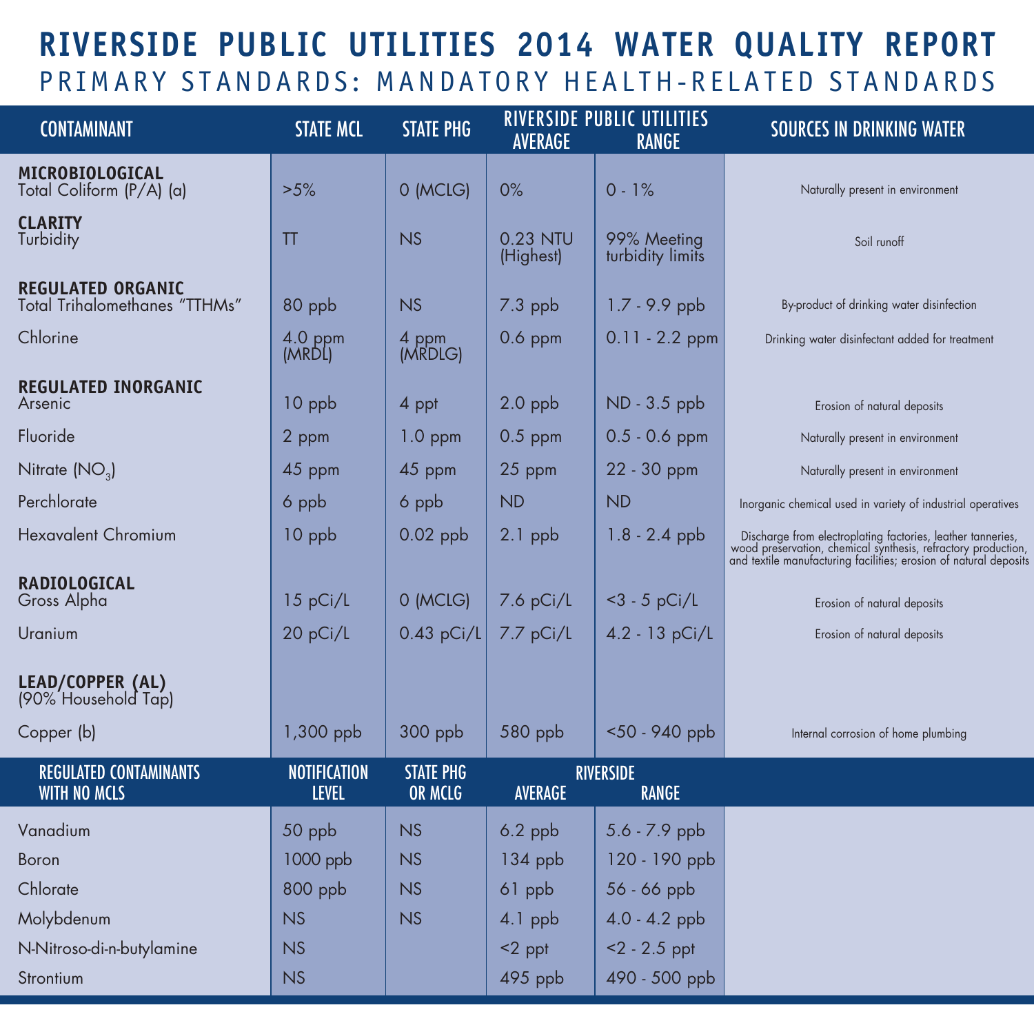# RIVERSIDE PUBLIC UTILITIES 2014 WATER QUALITY REPORT

## PRIMARY STANDARDS: MANDATORY HEALTH-RELATED STANDARDS

| CONTAMINANT | STATE MCL | STATE PHG | RIVERSIDE PUBLIC UTILITIES | | SOURCES IN DRINKING WATER |
|---|---|---|---|---|---|
| | | | AVERAGE | RANGE | |
| **MICROBIOLOGICAL** | | | | | |
| Total Coliform (P/A) (a) | >5% | 0 (MCLG) | 0% | 0 - 1% | Naturally present in environment |
| **CLARITY** | | | | | |
| Turbidity | TT | NS | 0.23 NTU (Highest) | 99% Meeting turbidity limits | Soil runoff |
| **REGULATED ORGANIC** | | | | | |
| Total Trihalomethanes "TTHMs" | 80 ppb | NS | 7.3 ppb | 1.7 - 9.9 ppb | By-product of drinking water disinfection |
| Chlorine | 4.0 ppm (MRDL) | 4 ppm (MRDLG) | 0.6 ppm | 0.11 - 2.2 ppm | Drinking water disinfectant added for treatment |
| **REGULATED INORGANIC** | | | | | |
| Arsenic | 10 ppb | 4 ppt | 2.0 ppb | ND - 3.5 ppb | Erosion of natural deposits |
| Fluoride | 2 ppm | 1.0 ppm | 0.5 ppm | 0.5 - 0.6 ppm | Naturally present in environment |
| Nitrate ($NO_3$) | 45 ppm | 45 ppm | 25 ppm | 22 - 30 ppm | Naturally present in environment |
| Perchlorate | 6 ppb | 6 ppb | ND | ND | Inorganic chemical used in variety of industrial operatives |
| Hexavalent Chromium | 10 ppb | 0.02 ppb | 2.1 ppb | 1.8 - 2.4 ppb | Discharge from electroplating factories, leather tanneries, wood preservation, chemical synthesis, refractory production, and textile manufacturing facilities; erosion of natural deposits |
| **RADIOLOGICAL** | | | | | |
| Gross Alpha | 15 pCi/L | 0 (MCLG) | 7.6 pCi/L | <3 - 5 pCi/L | Erosion of natural deposits |
| Uranium | 20 pCi/L | 0.43 pCi/L | 7.7 pCi/L | 4.2 - 13 pCi/L | Erosion of natural deposits |
| **LEAD/COPPER (AL)** (90% Household Tap) | | | | | |
| Copper (b) | 1,300 ppb | 300 ppb | 580 ppb | <50 - 940 ppb | Internal corrosion of home plumbing |

| REGULATED CONTAMINANTS WITH NO MCLS | NOTIFICATION LEVEL | STATE PHG OR MCLG | RIVERSIDE | |
|---|---|---|---|---|
| | | | AVERAGE | RANGE |
| Vanadium | 50 ppb | NS | 6.2 ppb | 5.6 - 7.9 ppb |
| Boron | 1000 ppb | NS | 134 ppb | 120 - 190 ppb |
| Chlorate | 800 ppb | NS | 61 ppb | 56 - 66 ppb |
| Molybdenum | NS | NS | 4.1 ppb | 4.0 - 4.2 ppb |
| N-Nitroso-di-n-butylamine | NS | | <2 ppt | <2 - 2.5 ppt |
| Strontium | NS | | 495 ppb | 490 - 500 ppb |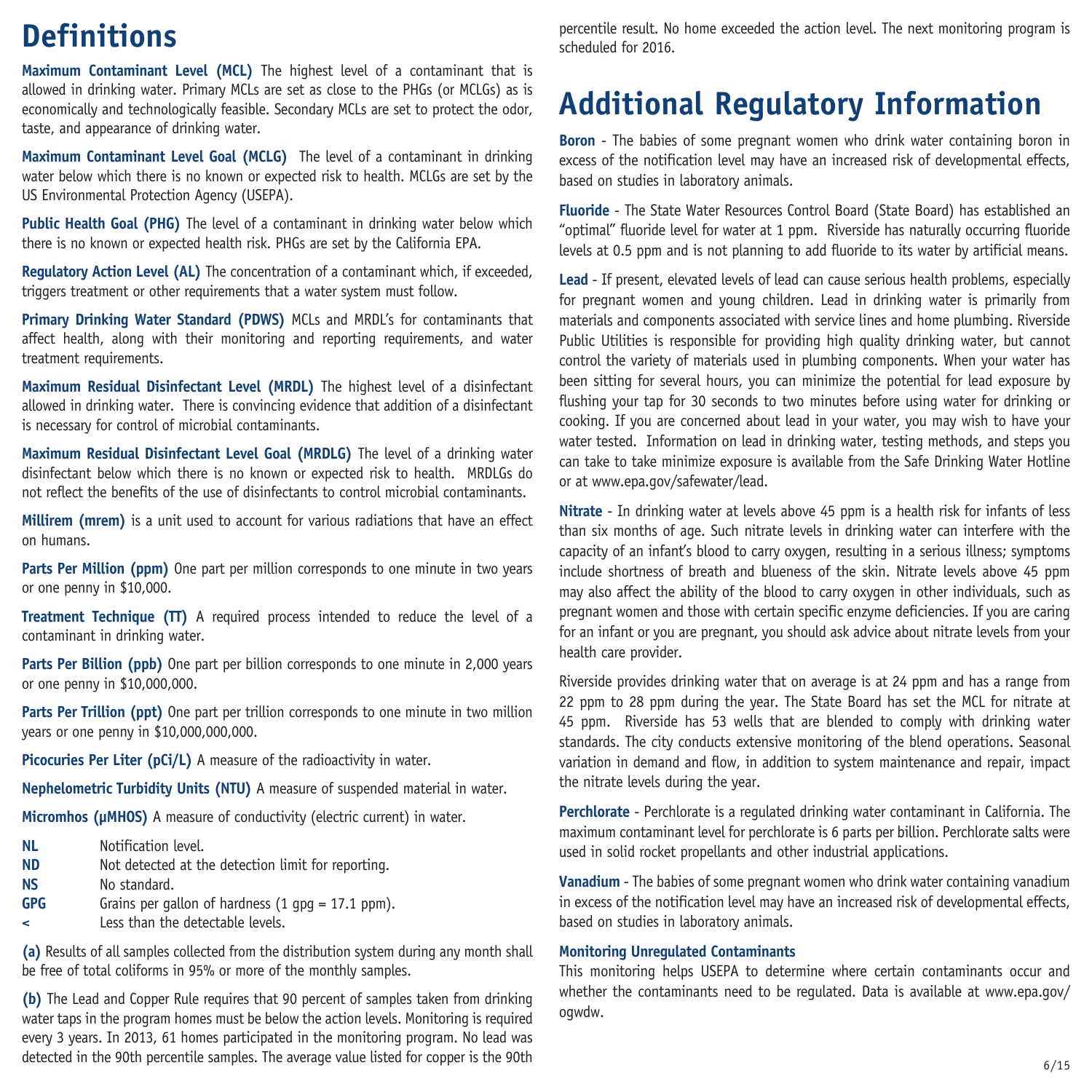# Definitions

**Maximum Contaminant Level (MCL)** The highest level of a contaminant that is allowed in drinking water. Primary MCLs are set as close to the PHGs (or MCLGs) as is economically and technologically feasible. Secondary MCLs are set to protect the odor, taste, and appearance of drinking water.

**Maximum Contaminant Level Goal (MCLG)** The level of a contaminant in drinking water below which there is no known or expected risk to health. MCLGs are set by the US Environmental Protection Agency (USEPA).

**Public Health Goal (PHG)** The level of a contaminant in drinking water below which there is no known or expected health risk. PHGs are set by the California EPA.

**Regulatory Action Level (AL)** The concentration of a contaminant which, if exceeded, triggers treatment or other requirements that a water system must follow.

**Primary Drinking Water Standard (PDWS)** MCLs and MRDL's for contaminants that affect health, along with their monitoring and reporting requirements, and water treatment requirements.

**Maximum Residual Disinfectant Level (MRDL)** The highest level of a disinfectant allowed in drinking water. There is convincing evidence that addition of a disinfectant is necessary for control of microbial contaminants.

**Maximum Residual Disinfectant Level Goal (MRDLG)** The level of a drinking water disinfectant below which there is no known or expected risk to health. MRDLGs do not reflect the benefits of the use of disinfectants to control microbial contaminants.

**Millirem (mrem)** is a unit used to account for various radiations that have an effect on humans.

**Parts Per Million (ppm)** One part per million corresponds to one minute in two years or one penny in $10,000.

**Treatment Technique (TT)** A required process intended to reduce the level of a contaminant in drinking water.

**Parts Per Billion (ppb)** One part per billion corresponds to one minute in 2,000 years or one penny in $10,000,000.

**Parts Per Trillion (ppt)** One part per trillion corresponds to one minute in two million years or one penny in $10,000,000,000.

**Picocuries Per Liter (pCi/L)** A measure of the radioactivity in water.

**Nephelometric Turbidity Units (NTU)** A measure of suspended material in water.

**Micromhos (µMHOS)** A measure of conductivity (electric current) in water.

| | |
|---|---|
| **NL** | Notification level. |
| **ND** | Not detected at the detection limit for reporting. |
| **NS** | No standard. |
| **GPG** | Grains per gallon of hardness (1 gpg = 17.1 ppm). |
| **<** | Less than the detectable levels. |

**(a)** Results of all samples collected from the distribution system during any month shall be free of total coliforms in 95% or more of the monthly samples.

**(b)** The Lead and Copper Rule requires that 90 percent of samples taken from drinking water taps in the program homes must be below the action levels. Monitoring is required every 3 years. In 2013, 61 homes participated in the monitoring program. No lead was detected in the 90th percentile samples. The average value listed for copper is the 90th percentile result. No home exceeded the action level. The next monitoring program is scheduled for 2016.

# Additional Regulatory Information

**Boron** - The babies of some pregnant women who drink water containing boron in excess of the notification level may have an increased risk of developmental effects, based on studies in laboratory animals.

**Fluoride** - The State Water Resources Control Board (State Board) has established an "optimal" fluoride level for water at 1 ppm. Riverside has naturally occurring fluoride levels at 0.5 ppm and is not planning to add fluoride to its water by artificial means.

**Lead** - If present, elevated levels of lead can cause serious health problems, especially for pregnant women and young children. Lead in drinking water is primarily from materials and components associated with service lines and home plumbing. Riverside Public Utilities is responsible for providing high quality drinking water, but cannot control the variety of materials used in plumbing components. When your water has been sitting for several hours, you can minimize the potential for lead exposure by flushing your tap for 30 seconds to two minutes before using water for drinking or cooking. If you are concerned about lead in your water, you may wish to have your water tested. Information on lead in drinking water, testing methods, and steps you can take to take minimize exposure is available from the Safe Drinking Water Hotline or at www.epa.gov/safewater/lead.

**Nitrate** - In drinking water at levels above 45 ppm is a health risk for infants of less than six months of age. Such nitrate levels in drinking water can interfere with the capacity of an infant's blood to carry oxygen, resulting in a serious illness; symptoms include shortness of breath and blueness of the skin. Nitrate levels above 45 ppm may also affect the ability of the blood to carry oxygen in other individuals, such as pregnant women and those with certain specific enzyme deficiencies. If you are caring for an infant or you are pregnant, you should ask advice about nitrate levels from your health care provider.

Riverside provides drinking water that on average is at 24 ppm and has a range from 22 ppm to 28 ppm during the year. The State Board has set the MCL for nitrate at 45 ppm. Riverside has 53 wells that are blended to comply with drinking water standards. The city conducts extensive monitoring of the blend operations. Seasonal variation in demand and flow, in addition to system maintenance and repair, impact the nitrate levels during the year.

**Perchlorate** - Perchlorate is a regulated drinking water contaminant in California. The maximum contaminant level for perchlorate is 6 parts per billion. Perchlorate salts were used in solid rocket propellants and other industrial applications.

**Vanadium** - The babies of some pregnant women who drink water containing vanadium in excess of the notification level may have an increased risk of developmental effects, based on studies in laboratory animals.

**Monitoring Unregulated Contaminants**

This monitoring helps USEPA to determine where certain contaminants occur and whether the contaminants need to be regulated. Data is available at www.epa.gov/ogwdw.

6/15